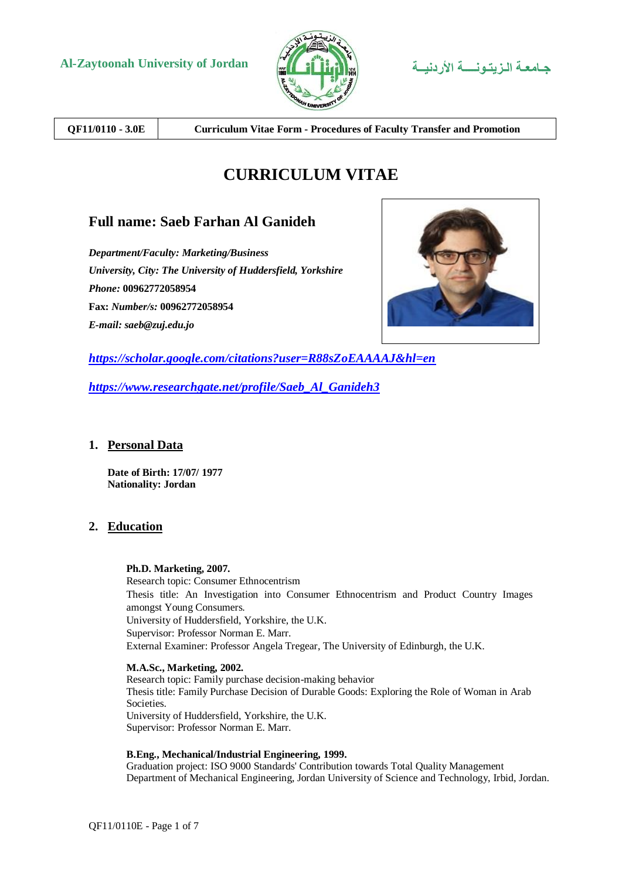Al-Zaytoonah University of Jordan

جـامعـة الـزيـتـونـــة الأردنيــة

| QF11/0110 - 3.0E | Curriculum Vitae Form - Procedures of Faculty Transfer and Promotion |
|---|---|

# CURRICULUM VITAE

## Full name: Saeb Farhan Al Ganideh

***Department/Faculty: Marketing/Business***

***University, City: The University of Huddersfield, Yorkshire***

***Phone:*** **00962772058954**

**Fax:** ***Number/s:*** **00962772058954**

***E-mail: saeb@zuj.edu.jo***

***https://scholar.google.com/citations?user=R88sZoEAAAAJ&hl=en***

***https://www.researchgate.net/profile/Saeb_Al_Ganideh3***

## 1. Personal Data

**Date of Birth: 17/07/ 1977**
**Nationality: Jordan**

## 2. Education

**Ph.D. Marketing, 2007.**
Research topic: Consumer Ethnocentrism
Thesis title: An Investigation into Consumer Ethnocentrism and Product Country Images amongst Young Consumers.
University of Huddersfield, Yorkshire, the U.K.
Supervisor: Professor Norman E. Marr.
External Examiner: Professor Angela Tregear, The University of Edinburgh, the U.K.

**M.A.Sc., Marketing, 2002.**
Research topic: Family purchase decision-making behavior
Thesis title: Family Purchase Decision of Durable Goods: Exploring the Role of Woman in Arab Societies.
University of Huddersfield, Yorkshire, the U.K.
Supervisor: Professor Norman E. Marr.

**B.Eng., Mechanical/Industrial Engineering, 1999.**
Graduation project: ISO 9000 Standards' Contribution towards Total Quality Management
Department of Mechanical Engineering, Jordan University of Science and Technology, Irbid, Jordan.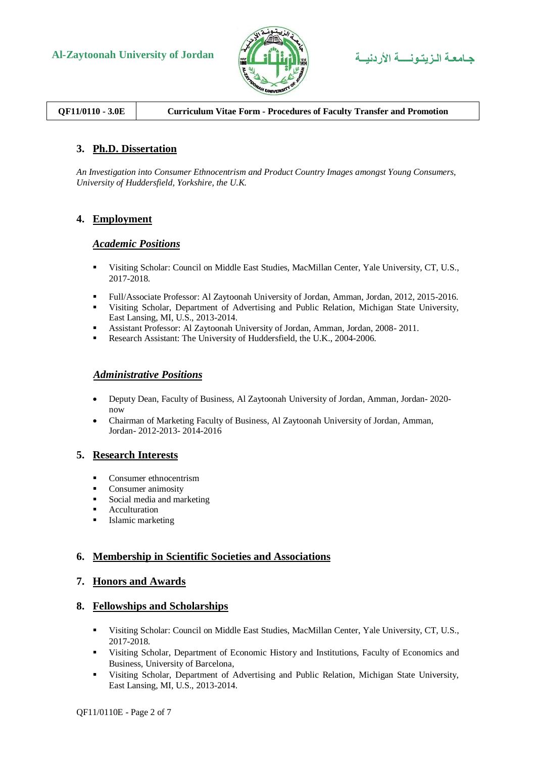## 3. Ph.D. Dissertation

*An Investigation into Consumer Ethnocentrism and Product Country Images amongst Young Consumers, University of Huddersfield, Yorkshire, the U.K.*

## 4. Employment

### *Academic Positions*

- Visiting Scholar: Council on Middle East Studies, MacMillan Center, Yale University, CT, U.S., 2017-2018.
- Full/Associate Professor: Al Zaytoonah University of Jordan, Amman, Jordan, 2012, 2015-2016.
- Visiting Scholar, Department of Advertising and Public Relation, Michigan State University, East Lansing, MI, U.S., 2013-2014.
- Assistant Professor: Al Zaytoonah University of Jordan, Amman, Jordan, 2008- 2011.
- Research Assistant: The University of Huddersfield, the U.K., 2004-2006.

### *Administrative Positions*

- Deputy Dean, Faculty of Business, Al Zaytoonah University of Jordan, Amman, Jordan- 2020-now
- Chairman of Marketing Faculty of Business, Al Zaytoonah University of Jordan, Amman, Jordan- 2012-2013- 2014-2016

## 5. Research Interests

- Consumer ethnocentrism
- Consumer animosity
- Social media and marketing
- Acculturation
- Islamic marketing

## 6. Membership in Scientific Societies and Associations

## 7. Honors and Awards

## 8. Fellowships and Scholarships

- Visiting Scholar: Council on Middle East Studies, MacMillan Center, Yale University, CT, U.S., 2017-2018.
- Visiting Scholar, Department of Economic History and Institutions, Faculty of Economics and Business, University of Barcelona,
- Visiting Scholar, Department of Advertising and Public Relation, Michigan State University, East Lansing, MI, U.S., 2013-2014.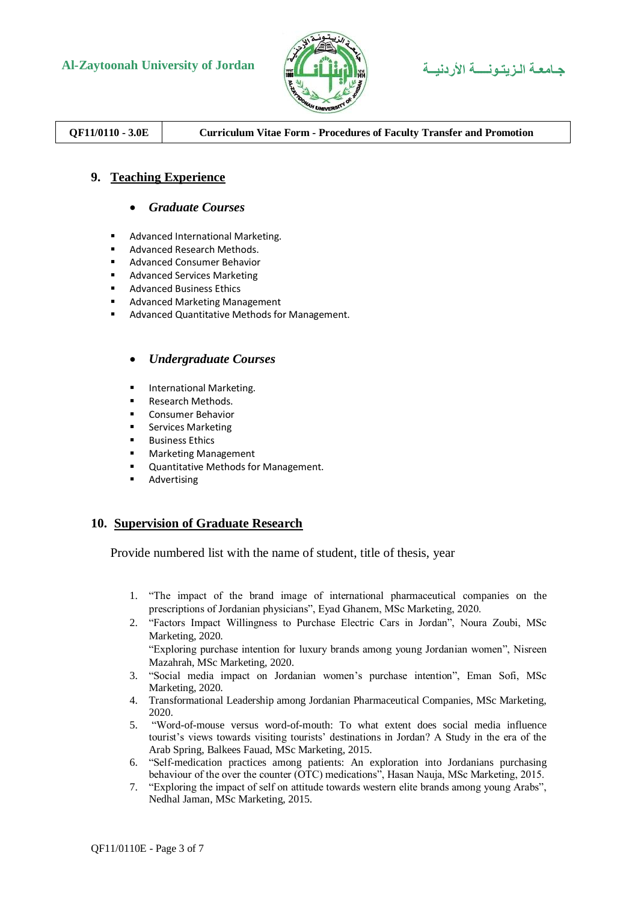## 9. Teaching Experience

- ***Graduate Courses***

- Advanced International Marketing.
- Advanced Research Methods.
- Advanced Consumer Behavior
- Advanced Services Marketing
- Advanced Business Ethics
- Advanced Marketing Management
- Advanced Quantitative Methods for Management.

- ***Undergraduate Courses***

- International Marketing.
- Research Methods.
- Consumer Behavior
- Services Marketing
- Business Ethics
- Marketing Management
- Quantitative Methods for Management.
- Advertising

## 10. Supervision of Graduate Research

Provide numbered list with the name of student, title of thesis, year

1. "The impact of the brand image of international pharmaceutical companies on the prescriptions of Jordanian physicians", Eyad Ghanem, MSc Marketing, 2020.
2. "Factors Impact Willingness to Purchase Electric Cars in Jordan", Noura Zoubi, MSc Marketing, 2020.
   "Exploring purchase intention for luxury brands among young Jordanian women", Nisreen Mazahrah, MSc Marketing, 2020.
3. "Social media impact on Jordanian women's purchase intention", Eman Sofi, MSc Marketing, 2020.
4. Transformational Leadership among Jordanian Pharmaceutical Companies, MSc Marketing, 2020.
5. "Word-of-mouse versus word-of-mouth: To what extent does social media influence tourist's views towards visiting tourists' destinations in Jordan? A Study in the era of the Arab Spring, Balkees Fauad, MSc Marketing, 2015.
6. "Self-medication practices among patients: An exploration into Jordanians purchasing behaviour of the over the counter (OTC) medications", Hasan Nauja, MSc Marketing, 2015.
7. "Exploring the impact of self on attitude towards western elite brands among young Arabs", Nedhal Jaman, MSc Marketing, 2015.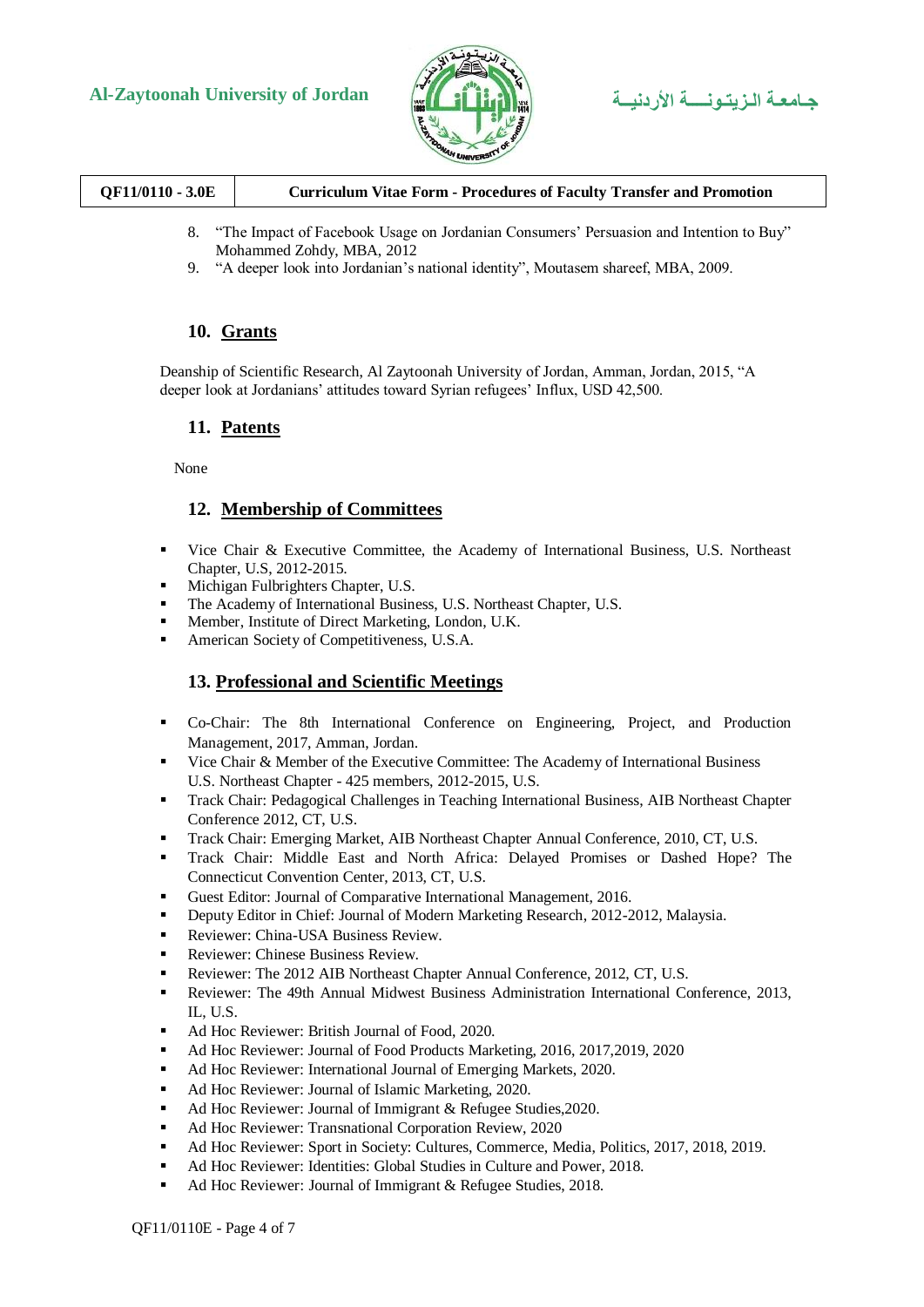8. "The Impact of Facebook Usage on Jordanian Consumers' Persuasion and Intention to Buy" Mohammed Zohdy, MBA, 2012
9. "A deeper look into Jordanian's national identity", Moutasem shareef, MBA, 2009.

## 10. Grants

Deanship of Scientific Research, Al Zaytoonah University of Jordan, Amman, Jordan, 2015, "A deeper look at Jordanians' attitudes toward Syrian refugees' Influx, USD 42,500.

## 11. Patents

None

## 12. Membership of Committees

- Vice Chair & Executive Committee, the Academy of International Business, U.S. Northeast Chapter, U.S, 2012-2015.
- Michigan Fulbrighters Chapter, U.S.
- The Academy of International Business, U.S. Northeast Chapter, U.S.
- Member, Institute of Direct Marketing, London, U.K.
- American Society of Competitiveness, U.S.A.

## 13. Professional and Scientific Meetings

- Co-Chair: The 8th International Conference on Engineering, Project, and Production Management, 2017, Amman, Jordan.
- Vice Chair & Member of the Executive Committee: The Academy of International Business U.S. Northeast Chapter - 425 members, 2012-2015, U.S.
- Track Chair: Pedagogical Challenges in Teaching International Business, AIB Northeast Chapter Conference 2012, CT, U.S.
- Track Chair: Emerging Market, AIB Northeast Chapter Annual Conference, 2010, CT, U.S.
- Track Chair: Middle East and North Africa: Delayed Promises or Dashed Hope? The Connecticut Convention Center, 2013, CT, U.S.
- Guest Editor: Journal of Comparative International Management, 2016.
- Deputy Editor in Chief: Journal of Modern Marketing Research, 2012-2012, Malaysia.
- Reviewer: China-USA Business Review.
- Reviewer: Chinese Business Review.
- Reviewer: The 2012 AIB Northeast Chapter Annual Conference, 2012, CT, U.S.
- Reviewer: The 49th Annual Midwest Business Administration International Conference, 2013, IL, U.S.
- Ad Hoc Reviewer: British Journal of Food, 2020.
- Ad Hoc Reviewer: Journal of Food Products Marketing, 2016, 2017,2019, 2020
- Ad Hoc Reviewer: International Journal of Emerging Markets, 2020.
- Ad Hoc Reviewer: Journal of Islamic Marketing, 2020.
- Ad Hoc Reviewer: Journal of Immigrant & Refugee Studies,2020.
- Ad Hoc Reviewer: Transnational Corporation Review, 2020
- Ad Hoc Reviewer: Sport in Society: Cultures, Commerce, Media, Politics, 2017, 2018, 2019.
- Ad Hoc Reviewer: Identities: Global Studies in Culture and Power, 2018.
- Ad Hoc Reviewer: Journal of Immigrant & Refugee Studies, 2018.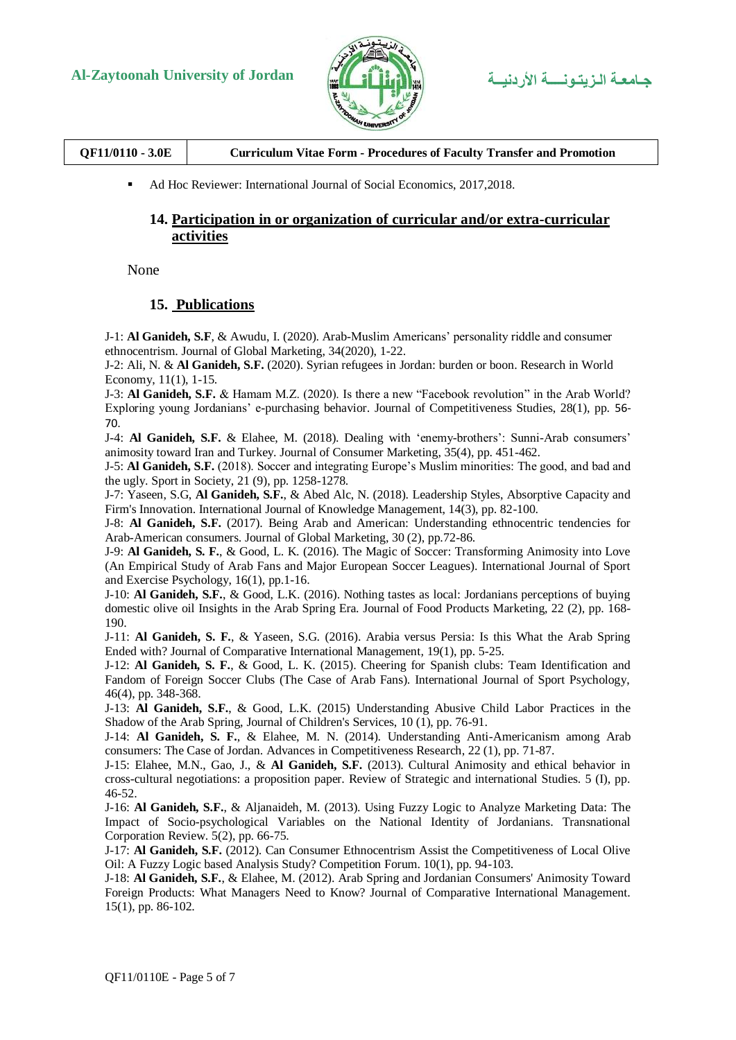- Ad Hoc Reviewer: International Journal of Social Economics, 2017,2018.

## 14. Participation in or organization of curricular and/or extra-curricular activities

None

## 15. Publications

J-1: **Al Ganideh, S.F**, & Awudu, I. (2020). Arab-Muslim Americans' personality riddle and consumer ethnocentrism. Journal of Global Marketing, 34(2020), 1-22.

J-2: Ali, N. & **Al Ganideh, S.F.** (2020). Syrian refugees in Jordan: burden or boon. Research in World Economy, 11(1), 1-15.

J-3: **Al Ganideh, S.F.** & Hamam M.Z. (2020). Is there a new "Facebook revolution" in the Arab World? Exploring young Jordanians' e-purchasing behavior. Journal of Competitiveness Studies, 28(1), pp. 56-70.

J-4: **Al Ganideh, S.F.** & Elahee, M. (2018). Dealing with 'enemy-brothers': Sunni-Arab consumers' animosity toward Iran and Turkey. Journal of Consumer Marketing, 35(4), pp. 451-462.

J-5: **Al Ganideh, S.F.** (2018). Soccer and integrating Europe's Muslim minorities: The good, and bad and the ugly. Sport in Society, 21 (9), pp. 1258-1278.

J-7: Yaseen, S.G, **Al Ganideh, S.F.**, & Abed Alc, N. (2018). Leadership Styles, Absorptive Capacity and Firm's Innovation. International Journal of Knowledge Management, 14(3), pp. 82-100.

J-8: **Al Ganideh, S.F.** (2017). Being Arab and American: Understanding ethnocentric tendencies for Arab-American consumers. Journal of Global Marketing, 30 (2), pp.72-86.

J-9: **Al Ganideh, S. F.**, & Good, L. K. (2016). The Magic of Soccer: Transforming Animosity into Love (An Empirical Study of Arab Fans and Major European Soccer Leagues). International Journal of Sport and Exercise Psychology, 16(1), pp.1-16.

J-10: **Al Ganideh, S.F.**, & Good, L.K. (2016). Nothing tastes as local: Jordanians perceptions of buying domestic olive oil Insights in the Arab Spring Era. Journal of Food Products Marketing, 22 (2), pp. 168-190.

J-11: **Al Ganideh, S. F.**, & Yaseen, S.G. (2016). Arabia versus Persia: Is this What the Arab Spring Ended with? Journal of Comparative International Management, 19(1), pp. 5-25.

J-12: **Al Ganideh, S. F.**, & Good, L. K. (2015). Cheering for Spanish clubs: Team Identification and Fandom of Foreign Soccer Clubs (The Case of Arab Fans). International Journal of Sport Psychology, 46(4), pp. 348-368.

J-13: **Al Ganideh, S.F.**, & Good, L.K. (2015) Understanding Abusive Child Labor Practices in the Shadow of the Arab Spring, Journal of Children's Services, 10 (1), pp. 76-91.

J-14: **Al Ganideh, S. F.**, & Elahee, M. N. (2014). Understanding Anti-Americanism among Arab consumers: The Case of Jordan. Advances in Competitiveness Research, 22 (1), pp. 71-87.

J-15: Elahee, M.N., Gao, J., & **Al Ganideh, S.F.** (2013). Cultural Animosity and ethical behavior in cross-cultural negotiations: a proposition paper. Review of Strategic and international Studies. 5 (I), pp. 46-52.

J-16: **Al Ganideh, S.F.**, & Aljanaideh, M. (2013). Using Fuzzy Logic to Analyze Marketing Data: The Impact of Socio-psychological Variables on the National Identity of Jordanians. Transnational Corporation Review. 5(2), pp. 66-75.

J-17: **Al Ganideh, S.F.** (2012). Can Consumer Ethnocentrism Assist the Competitiveness of Local Olive Oil: A Fuzzy Logic based Analysis Study? Competition Forum. 10(1), pp. 94-103.

J-18: **Al Ganideh, S.F.**, & Elahee, M. (2012). Arab Spring and Jordanian Consumers' Animosity Toward Foreign Products: What Managers Need to Know? Journal of Comparative International Management. 15(1), pp. 86-102.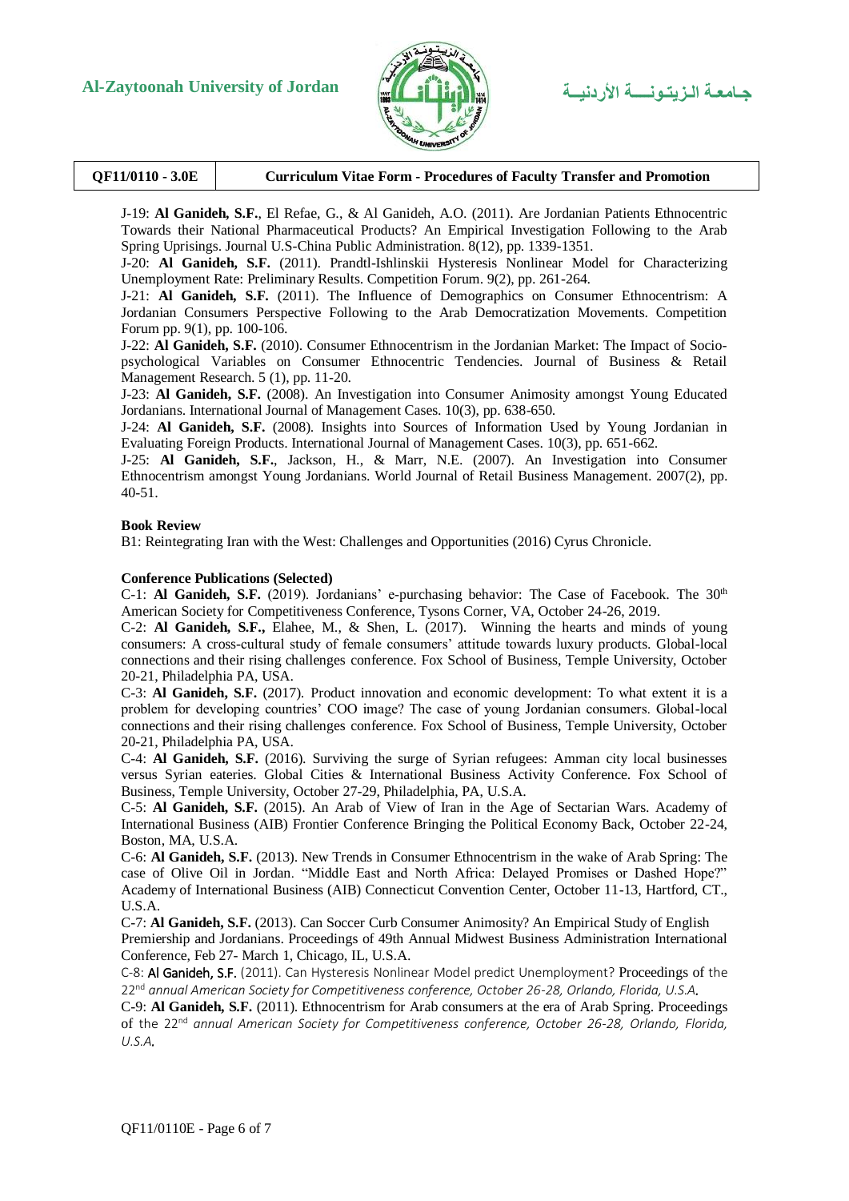J-19: **Al Ganideh, S.F.**, El Refae, G., & Al Ganideh, A.O. (2011). Are Jordanian Patients Ethnocentric Towards their National Pharmaceutical Products? An Empirical Investigation Following to the Arab Spring Uprisings. Journal U.S-China Public Administration. 8(12), pp. 1339-1351.

J-20: **Al Ganideh, S.F.** (2011). Prandtl-Ishlinskii Hysteresis Nonlinear Model for Characterizing Unemployment Rate: Preliminary Results. Competition Forum. 9(2), pp. 261-264.

J-21: **Al Ganideh, S.F.** (2011). The Influence of Demographics on Consumer Ethnocentrism: A Jordanian Consumers Perspective Following to the Arab Democratization Movements. Competition Forum pp. 9(1), pp. 100-106.

J-22: **Al Ganideh, S.F.** (2010). Consumer Ethnocentrism in the Jordanian Market: The Impact of Socio-psychological Variables on Consumer Ethnocentric Tendencies. Journal of Business & Retail Management Research. 5 (1), pp. 11-20.

J-23: **Al Ganideh, S.F.** (2008). An Investigation into Consumer Animosity amongst Young Educated Jordanians. International Journal of Management Cases. 10(3), pp. 638-650.

J-24: **Al Ganideh, S.F.** (2008). Insights into Sources of Information Used by Young Jordanian in Evaluating Foreign Products. International Journal of Management Cases. 10(3), pp. 651-662.

J-25: **Al Ganideh, S.F.**, Jackson, H., & Marr, N.E. (2007). An Investigation into Consumer Ethnocentrism amongst Young Jordanians. World Journal of Retail Business Management. 2007(2), pp. 40-51.

**Book Review**

B1: Reintegrating Iran with the West: Challenges and Opportunities (2016) Cyrus Chronicle.

**Conference Publications (Selected)**

C-1: **Al Ganideh, S.F.** (2019). Jordanians' e-purchasing behavior: The Case of Facebook. The 30th American Society for Competitiveness Conference, Tysons Corner, VA, October 24-26, 2019.

C-2: **Al Ganideh, S.F.,** Elahee, M., & Shen, L. (2017). Winning the hearts and minds of young consumers: A cross-cultural study of female consumers' attitude towards luxury products. Global-local connections and their rising challenges conference. Fox School of Business, Temple University, October 20-21, Philadelphia PA, USA.

C-3: **Al Ganideh, S.F.** (2017). Product innovation and economic development: To what extent it is a problem for developing countries' COO image? The case of young Jordanian consumers. Global-local connections and their rising challenges conference. Fox School of Business, Temple University, October 20-21, Philadelphia PA, USA.

C-4: **Al Ganideh, S.F.** (2016). Surviving the surge of Syrian refugees: Amman city local businesses versus Syrian eateries. Global Cities & International Business Activity Conference. Fox School of Business, Temple University, October 27-29, Philadelphia, PA, U.S.A.

C-5: **Al Ganideh, S.F.** (2015). An Arab of View of Iran in the Age of Sectarian Wars. Academy of International Business (AIB) Frontier Conference Bringing the Political Economy Back, October 22-24, Boston, MA, U.S.A.

C-6: **Al Ganideh, S.F.** (2013). New Trends in Consumer Ethnocentrism in the wake of Arab Spring: The case of Olive Oil in Jordan. "Middle East and North Africa: Delayed Promises or Dashed Hope?" Academy of International Business (AIB) Connecticut Convention Center, October 11-13, Hartford, CT., U.S.A.

C-7: **Al Ganideh, S.F.** (2013). Can Soccer Curb Consumer Animosity? An Empirical Study of English Premiership and Jordanians. Proceedings of 49th Annual Midwest Business Administration International Conference, Feb 27- March 1, Chicago, IL, U.S.A.

C-8: **Al Ganideh, S.F.** (2011). Can Hysteresis Nonlinear Model predict Unemployment? Proceedings of the 22nd *annual American Society for Competitiveness conference, October 26-28, Orlando, Florida, U.S.A.*

C-9: **Al Ganideh, S.F.** (2011). Ethnocentrism for Arab consumers at the era of Arab Spring. Proceedings of the 22nd *annual American Society for Competitiveness conference, October 26-28, Orlando, Florida, U.S.A.*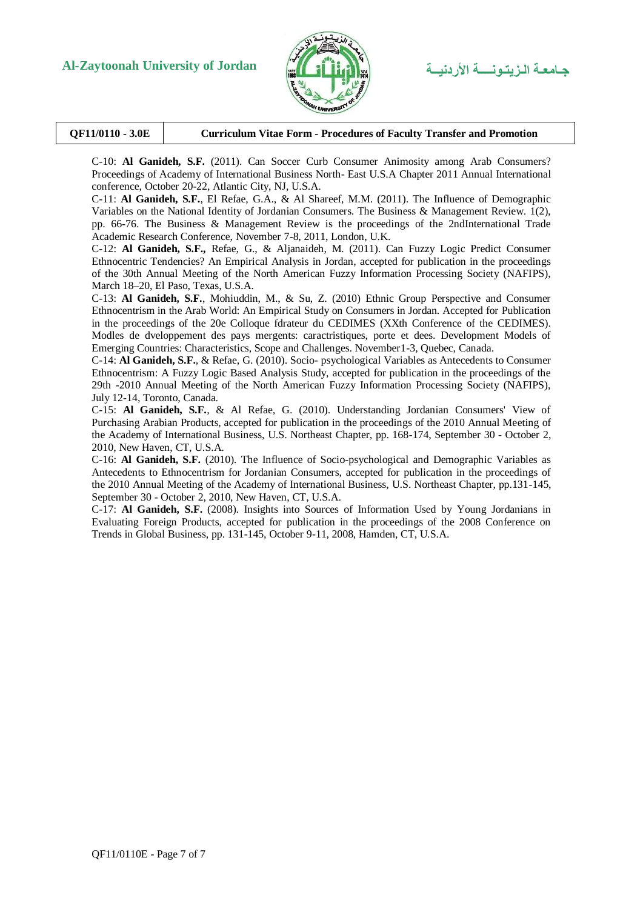C-10: **Al Ganideh, S.F.** (2011). Can Soccer Curb Consumer Animosity among Arab Consumers? Proceedings of Academy of International Business North- East U.S.A Chapter 2011 Annual International conference, October 20-22, Atlantic City, NJ, U.S.A.

C-11: **Al Ganideh, S.F.**, El Refae, G.A., & Al Shareef, M.M. (2011). The Influence of Demographic Variables on the National Identity of Jordanian Consumers. The Business & Management Review. 1(2), pp. 66-76. The Business & Management Review is the proceedings of the 2ndInternational Trade Academic Research Conference, November 7-8, 2011, London, U.K.

C-12: **Al Ganideh, S.F.,** Refae, G., & Aljanaideh, M. (2011). Can Fuzzy Logic Predict Consumer Ethnocentric Tendencies? An Empirical Analysis in Jordan, accepted for publication in the proceedings of the 30th Annual Meeting of the North American Fuzzy Information Processing Society (NAFIPS), March 18–20, El Paso, Texas, U.S.A.

C-13: **Al Ganideh, S.F.**, Mohiuddin, M., & Su, Z. (2010) Ethnic Group Perspective and Consumer Ethnocentrism in the Arab World: An Empirical Study on Consumers in Jordan. Accepted for Publication in the proceedings of the 20e Colloque fdrateur du CEDIMES (XXth Conference of the CEDIMES). Modles de dveloppement des pays mergents: caractristiques, porte et dees. Development Models of Emerging Countries: Characteristics, Scope and Challenges. November1-3, Quebec, Canada.

C-14: **Al Ganideh, S.F.**, & Refae, G. (2010). Socio- psychological Variables as Antecedents to Consumer Ethnocentrism: A Fuzzy Logic Based Analysis Study, accepted for publication in the proceedings of the 29th -2010 Annual Meeting of the North American Fuzzy Information Processing Society (NAFIPS), July 12-14, Toronto, Canada.

C-15: **Al Ganideh, S.F.**, & Al Refae, G. (2010). Understanding Jordanian Consumers' View of Purchasing Arabian Products, accepted for publication in the proceedings of the 2010 Annual Meeting of the Academy of International Business, U.S. Northeast Chapter, pp. 168-174, September 30 - October 2, 2010, New Haven, CT, U.S.A.

C-16: **Al Ganideh, S.F.** (2010). The Influence of Socio-psychological and Demographic Variables as Antecedents to Ethnocentrism for Jordanian Consumers, accepted for publication in the proceedings of the 2010 Annual Meeting of the Academy of International Business, U.S. Northeast Chapter, pp.131-145, September 30 - October 2, 2010, New Haven, CT, U.S.A.

C-17: **Al Ganideh, S.F.** (2008). Insights into Sources of Information Used by Young Jordanians in Evaluating Foreign Products, accepted for publication in the proceedings of the 2008 Conference on Trends in Global Business, pp. 131-145, October 9-11, 2008, Hamden, CT, U.S.A.